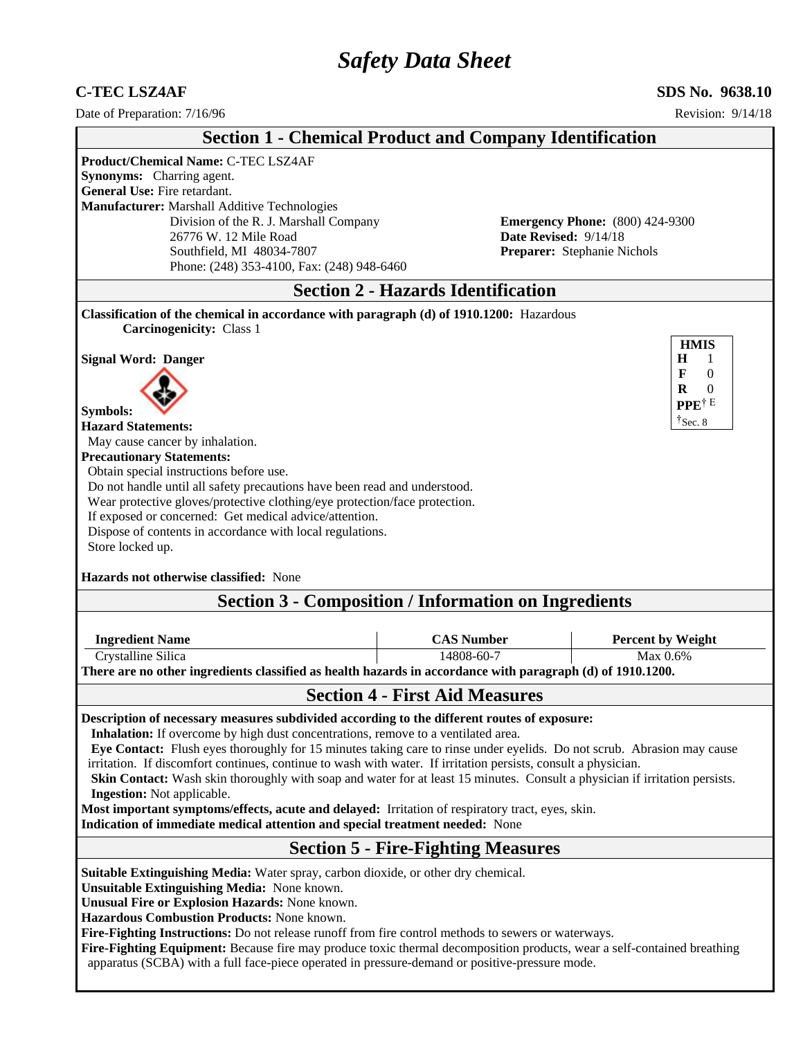# *Safety Data Sheet*

**C-TEC LSZ4AF** **SDS No. 9638.10**

Date of Preparation: 7/16/96 Revision: 9/14/18

## Section 1 - Chemical Product and Company Identification

**Product/Chemical Name:** C-TEC LSZ4AF
**Synonyms:** Charring agent.
**General Use:** Fire retardant.
**Manufacturer:** Marshall Additive Technologies
Division of the R. J. Marshall Company
26776 W. 12 Mile Road
Southfield, MI 48034-7807
Phone: (248) 353-4100, Fax: (248) 948-6460

**Emergency Phone:** (800) 424-9300
**Date Revised:** 9/14/18
**Preparer:** Stephanie Nichols

## Section 2 - Hazards Identification

**Classification of the chemical in accordance with paragraph (d) of 1910.1200:** Hazardous
**Carcinogenicity:** Class 1

**Signal Word: Danger**

**Symbols:**

| HMIS | |
|---|---|
| H | 1 |
| F | 0 |
| R | 0 |
| PPE[†] | E |

[†]Sec. 8

**Hazard Statements:**
May cause cancer by inhalation.

**Precautionary Statements:**
Obtain special instructions before use.
Do not handle until all safety precautions have been read and understood.
Wear protective gloves/protective clothing/eye protection/face protection.
If exposed or concerned: Get medical advice/attention.
Dispose of contents in accordance with local regulations.
Store locked up.

**Hazards not otherwise classified:** None

## Section 3 - Composition / Information on Ingredients

| Ingredient Name | CAS Number | Percent by Weight |
|---|---|---|
| Crystalline Silica | 14808-60-7 | Max 0.6% |

**There are no other ingredients classified as health hazards in accordance with paragraph (d) of 1910.1200.**

## Section 4 - First Aid Measures

**Description of necessary measures subdivided according to the different routes of exposure:**
**Inhalation:** If overcome by high dust concentrations, remove to a ventilated area.
**Eye Contact:** Flush eyes thoroughly for 15 minutes taking care to rinse under eyelids. Do not scrub. Abrasion may cause irritation. If discomfort continues, continue to wash with water. If irritation persists, consult a physician.
**Skin Contact:** Wash skin thoroughly with soap and water for at least 15 minutes. Consult a physician if irritation persists.
**Ingestion:** Not applicable.

**Most important symptoms/effects, acute and delayed:** Irritation of respiratory tract, eyes, skin.
**Indication of immediate medical attention and special treatment needed:** None

## Section 5 - Fire-Fighting Measures

**Suitable Extinguishing Media:** Water spray, carbon dioxide, or other dry chemical.
**Unsuitable Extinguishing Media:** None known.
**Unusual Fire or Explosion Hazards:** None known.
**Hazardous Combustion Products:** None known.
**Fire-Fighting Instructions:** Do not release runoff from fire control methods to sewers or waterways.
**Fire-Fighting Equipment:** Because fire may produce toxic thermal decomposition products, wear a self-contained breathing apparatus (SCBA) with a full face-piece operated in pressure-demand or positive-pressure mode.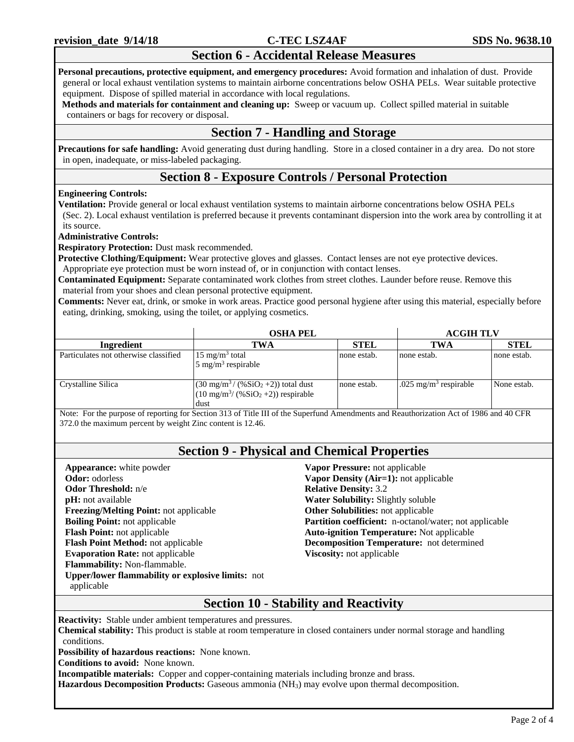## Section 6 - Accidental Release Measures

**Personal precautions, protective equipment, and emergency procedures:** Avoid formation and inhalation of dust. Provide general or local exhaust ventilation systems to maintain airborne concentrations below OSHA PELs. Wear suitable protective equipment. Dispose of spilled material in accordance with local regulations.

**Methods and materials for containment and cleaning up:** Sweep or vacuum up. Collect spilled material in suitable containers or bags for recovery or disposal.

## Section 7 - Handling and Storage

**Precautions for safe handling:** Avoid generating dust during handling. Store in a closed container in a dry area. Do not store in open, inadequate, or miss-labeled packaging.

## Section 8 - Exposure Controls / Personal Protection

**Engineering Controls:**

**Ventilation:** Provide general or local exhaust ventilation systems to maintain airborne concentrations below OSHA PELs (Sec. 2). Local exhaust ventilation is preferred because it prevents contaminant dispersion into the work area by controlling it at its source.

**Administrative Controls:**

**Respiratory Protection:** Dust mask recommended.

**Protective Clothing/Equipment:** Wear protective gloves and glasses. Contact lenses are not eye protective devices. Appropriate eye protection must be worn instead of, or in conjunction with contact lenses.

**Contaminated Equipment:** Separate contaminated work clothes from street clothes. Launder before reuse. Remove this material from your shoes and clean personal protective equipment.

**Comments:** Never eat, drink, or smoke in work areas. Practice good personal hygiene after using this material, especially before eating, drinking, smoking, using the toilet, or applying cosmetics.

| | OSHA PEL | | ACGIH TLV | |
|---|---|---|---|---|
| **Ingredient** | **TWA** | **STEL** | **TWA** | **STEL** |
| Particulates not otherwise classified | 15 $mg/m^3$ total<br>5 $mg/m^3$ respirable | none estab. | none estab. | none estab. |
| Crystalline Silica | (30 $mg/m^3$ / (% $SiO_2$ +2)) total dust<br>(10 $mg/m^3$/ (% $SiO_2$ +2)) respirable dust | none estab. | .025 $mg/m^3$ respirable | None estab. |

Note: For the purpose of reporting for Section 313 of Title III of the Superfund Amendments and Reauthorization Act of 1986 and 40 CFR 372.0 the maximum percent by weight Zinc content is 12.46.

## Section 9 - Physical and Chemical Properties

**Appearance:** white powder
**Odor:** odorless
**Odor Threshold:** n/e
**pH:** not available
**Freezing/Melting Point:** not applicable
**Boiling Point:** not applicable
**Flash Point:** not applicable
**Flash Point Method:** not applicable
**Evaporation Rate:** not applicable
**Flammability:** Non-flammable.
**Upper/lower flammability or explosive limits:** not applicable
**Vapor Pressure:** not applicable
**Vapor Density (Air=1):** not applicable
**Relative Density:** 3.2
**Water Solubility:** Slightly soluble
**Other Solubilities:** not applicable
**Partition coefficient:** n-octanol/water; not applicable
**Auto-ignition Temperature:** Not applicable
**Decomposition Temperature:** not determined
**Viscosity:** not applicable

## Section 10 - Stability and Reactivity

**Reactivity:** Stable under ambient temperatures and pressures.

**Chemical stability:** This product is stable at room temperature in closed containers under normal storage and handling conditions.

**Possibility of hazardous reactions:** None known.

**Conditions to avoid:** None known.

**Incompatible materials:** Copper and copper-containing materials including bronze and brass.

**Hazardous Decomposition Products:** Gaseous ammonia ($NH_3$) may evolve upon thermal decomposition.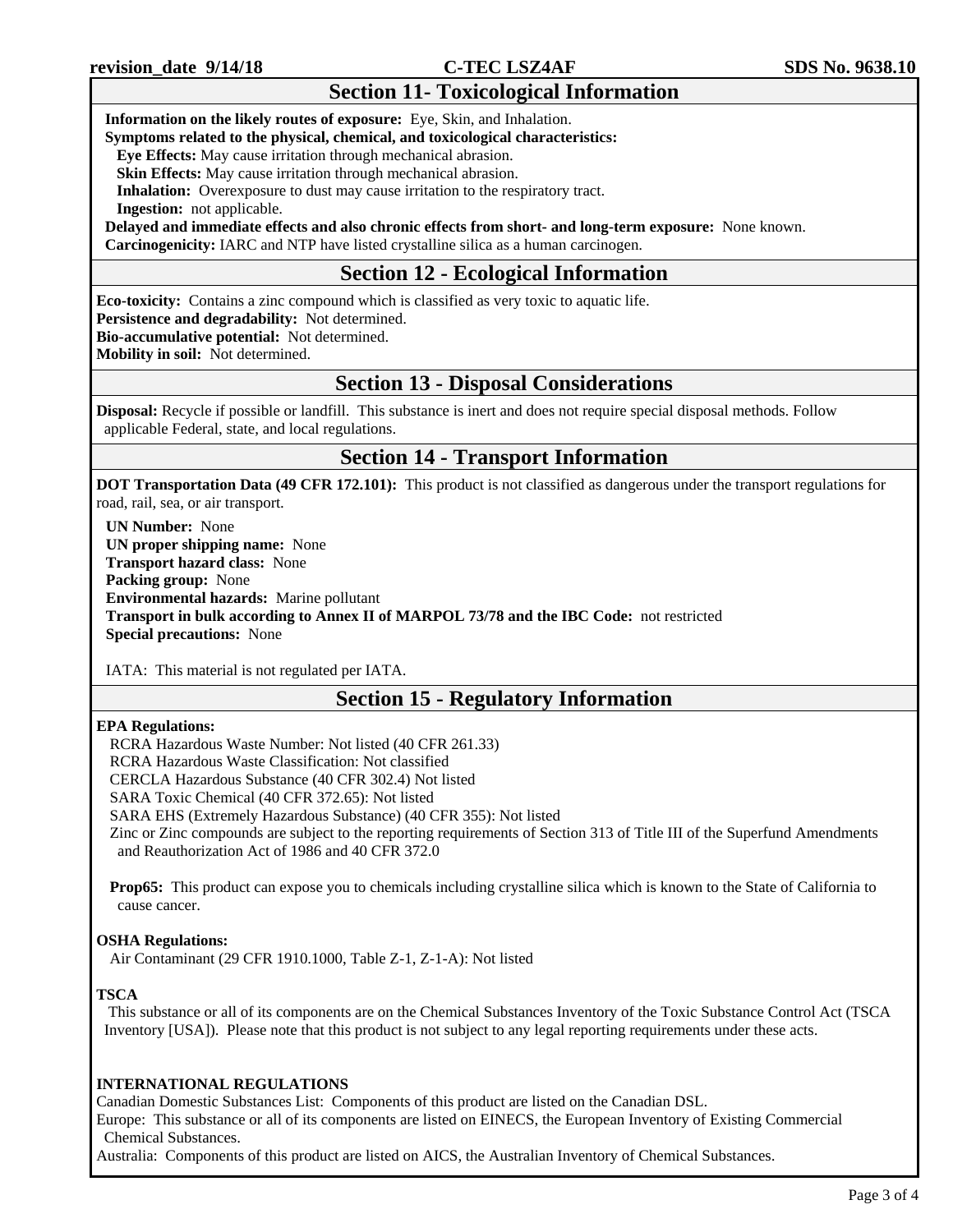## Section 11- Toxicological Information

**Information on the likely routes of exposure:** Eye, Skin, and Inhalation.

**Symptoms related to the physical, chemical, and toxicological characteristics:**

**Eye Effects:** May cause irritation through mechanical abrasion.

**Skin Effects:** May cause irritation through mechanical abrasion.

**Inhalation:** Overexposure to dust may cause irritation to the respiratory tract.

**Ingestion:** not applicable.

**Delayed and immediate effects and also chronic effects from short- and long-term exposure:** None known.

**Carcinogenicity:** IARC and NTP have listed crystalline silica as a human carcinogen.

## Section 12 - Ecological Information

**Eco-toxicity:** Contains a zinc compound which is classified as very toxic to aquatic life.

**Persistence and degradability:** Not determined.

**Bio-accumulative potential:** Not determined.

**Mobility in soil:** Not determined.

## Section 13 - Disposal Considerations

**Disposal:** Recycle if possible or landfill. This substance is inert and does not require special disposal methods. Follow applicable Federal, state, and local regulations.

## Section 14 - Transport Information

**DOT Transportation Data (49 CFR 172.101):** This product is not classified as dangerous under the transport regulations for road, rail, sea, or air transport.

**UN Number:** None

**UN proper shipping name:** None

**Transport hazard class:** None

**Packing group:** None

**Environmental hazards:** Marine pollutant

**Transport in bulk according to Annex II of MARPOL 73/78 and the IBC Code:** not restricted

**Special precautions:** None

IATA: This material is not regulated per IATA.

## Section 15 - Regulatory Information

**EPA Regulations:**

RCRA Hazardous Waste Number: Not listed (40 CFR 261.33)

RCRA Hazardous Waste Classification: Not classified

CERCLA Hazardous Substance (40 CFR 302.4) Not listed

SARA Toxic Chemical (40 CFR 372.65): Not listed

SARA EHS (Extremely Hazardous Substance) (40 CFR 355): Not listed

Zinc or Zinc compounds are subject to the reporting requirements of Section 313 of Title III of the Superfund Amendments and Reauthorization Act of 1986 and 40 CFR 372.0

**Prop65:** This product can expose you to chemicals including crystalline silica which is known to the State of California to cause cancer.

**OSHA Regulations:**

Air Contaminant (29 CFR 1910.1000, Table Z-1, Z-1-A): Not listed

**TSCA**

This substance or all of its components are on the Chemical Substances Inventory of the Toxic Substance Control Act (TSCA Inventory [USA]). Please note that this product is not subject to any legal reporting requirements under these acts.

**INTERNATIONAL REGULATIONS**

Canadian Domestic Substances List: Components of this product are listed on the Canadian DSL.

Europe: This substance or all of its components are listed on EINECS, the European Inventory of Existing Commercial Chemical Substances.

Australia: Components of this product are listed on AICS, the Australian Inventory of Chemical Substances.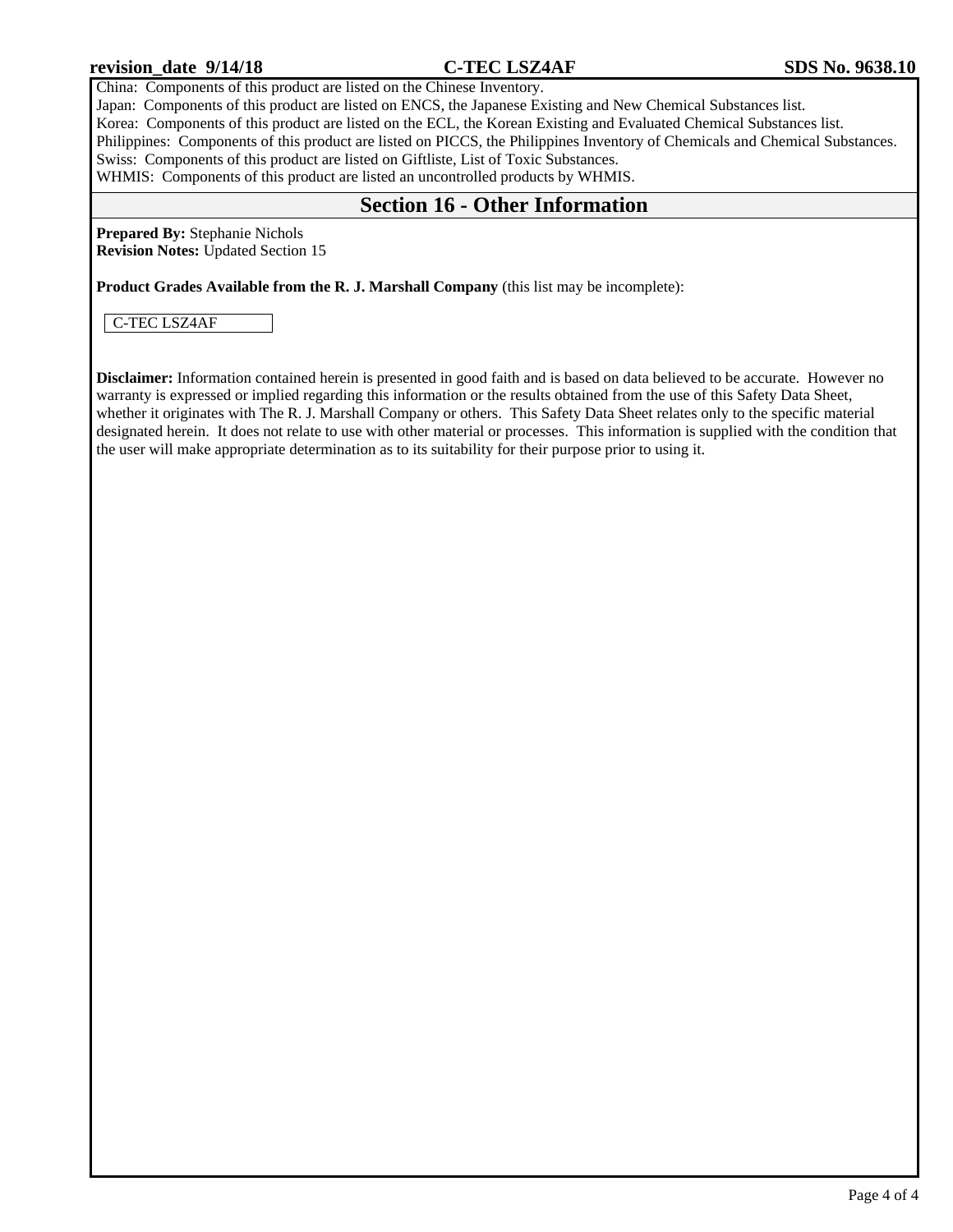China: Components of this product are listed on the Chinese Inventory.
Japan: Components of this product are listed on ENCS, the Japanese Existing and New Chemical Substances list.
Korea: Components of this product are listed on the ECL, the Korean Existing and Evaluated Chemical Substances list.
Philippines: Components of this product are listed on PICCS, the Philippines Inventory of Chemicals and Chemical Substances.
Swiss: Components of this product are listed on Giftliste, List of Toxic Substances.
WHMIS: Components of this product are listed an uncontrolled products by WHMIS.

## Section 16 - Other Information

**Prepared By:** Stephanie Nichols
**Revision Notes:** Updated Section 15

**Product Grades Available from the R. J. Marshall Company** (this list may be incomplete):

| |
|---|
| C-TEC LSZ4AF |

**Disclaimer:** Information contained herein is presented in good faith and is based on data believed to be accurate. However no warranty is expressed or implied regarding this information or the results obtained from the use of this Safety Data Sheet, whether it originates with The R. J. Marshall Company or others. This Safety Data Sheet relates only to the specific material designated herein. It does not relate to use with other material or processes. This information is supplied with the condition that the user will make appropriate determination as to its suitability for their purpose prior to using it.